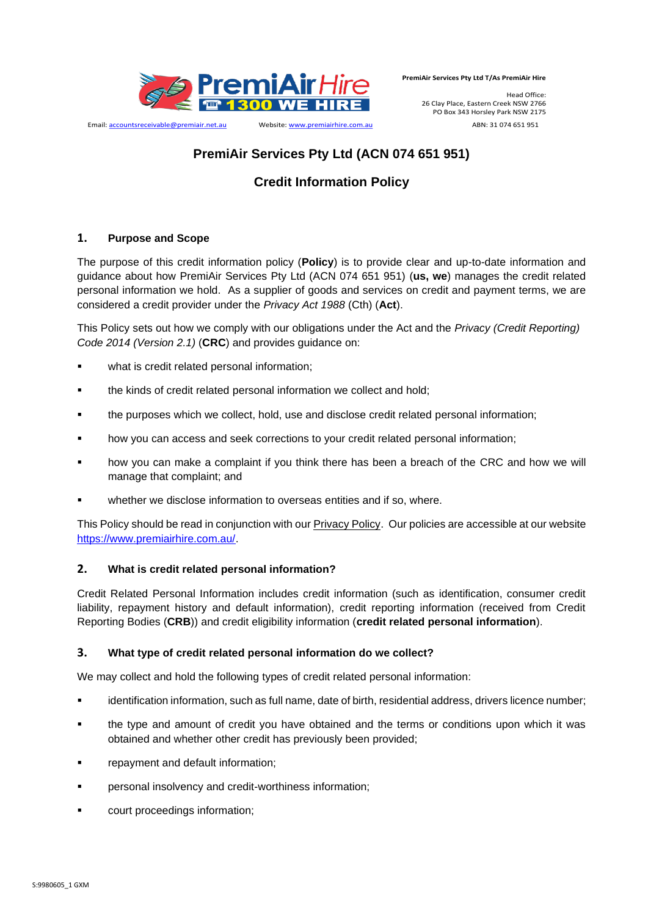PremiAir Services Pty Ltd T/As PremiAir Hire

Head Office:
26 Clay Place, Eastern Creek NSW 2766
PO Box 343 Horsley Park NSW 2175

Email: accountsreceivable@premiair.net.au    Website: www.premiairhire.com.au    ABN: 31 074 651 951

# PremiAir Services Pty Ltd (ACN 074 651 951)

# Credit Information Policy

## 1. Purpose and Scope

The purpose of this credit information policy (**Policy**) is to provide clear and up-to-date information and guidance about how PremiAir Services Pty Ltd (ACN 074 651 951) (**us, we**) manages the credit related personal information we hold. As a supplier of goods and services on credit and payment terms, we are considered a credit provider under the *Privacy Act 1988* (Cth) (**Act**).

This Policy sets out how we comply with our obligations under the Act and the *Privacy (Credit Reporting) Code 2014 (Version 2.1)* (**CRC**) and provides guidance on:

- what is credit related personal information;
- the kinds of credit related personal information we collect and hold;
- the purposes which we collect, hold, use and disclose credit related personal information;
- how you can access and seek corrections to your credit related personal information;
- how you can make a complaint if you think there has been a breach of the CRC and how we will manage that complaint; and
- whether we disclose information to overseas entities and if so, where.

This Policy should be read in conjunction with our Privacy Policy. Our policies are accessible at our website https://www.premiairhire.com.au/.

## 2. What is credit related personal information?

Credit Related Personal Information includes credit information (such as identification, consumer credit liability, repayment history and default information), credit reporting information (received from Credit Reporting Bodies (**CRB**)) and credit eligibility information (**credit related personal information**).

## 3. What type of credit related personal information do we collect?

We may collect and hold the following types of credit related personal information:

- identification information, such as full name, date of birth, residential address, drivers licence number;
- the type and amount of credit you have obtained and the terms or conditions upon which it was obtained and whether other credit has previously been provided;
- repayment and default information;
- personal insolvency and credit-worthiness information;
- court proceedings information;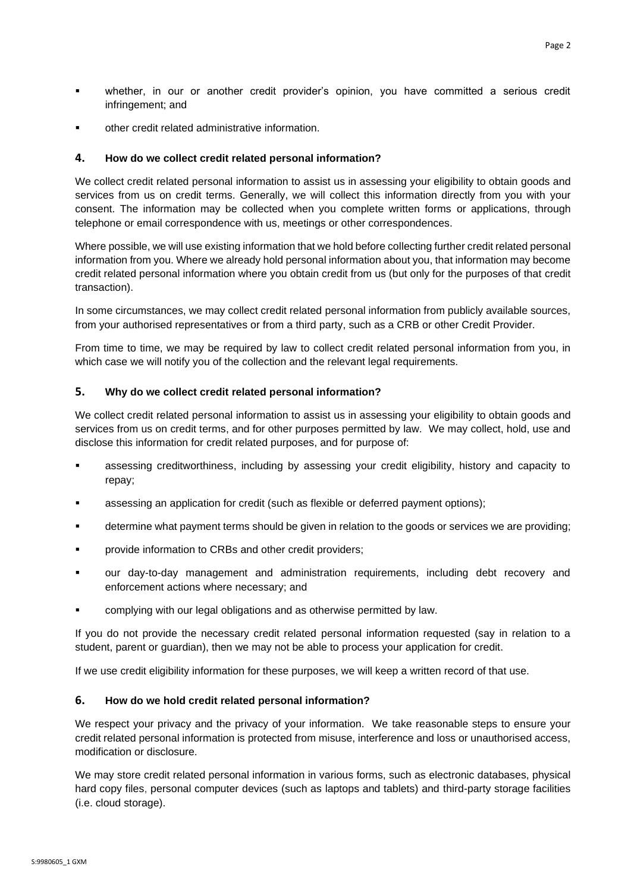- whether, in our or another credit provider's opinion, you have committed a serious credit infringement; and
- other credit related administrative information.

## 4. How do we collect credit related personal information?

We collect credit related personal information to assist us in assessing your eligibility to obtain goods and services from us on credit terms. Generally, we will collect this information directly from you with your consent. The information may be collected when you complete written forms or applications, through telephone or email correspondence with us, meetings or other correspondences.

Where possible, we will use existing information that we hold before collecting further credit related personal information from you. Where we already hold personal information about you, that information may become credit related personal information where you obtain credit from us (but only for the purposes of that credit transaction).

In some circumstances, we may collect credit related personal information from publicly available sources, from your authorised representatives or from a third party, such as a CRB or other Credit Provider.

From time to time, we may be required by law to collect credit related personal information from you, in which case we will notify you of the collection and the relevant legal requirements.

## 5. Why do we collect credit related personal information?

We collect credit related personal information to assist us in assessing your eligibility to obtain goods and services from us on credit terms, and for other purposes permitted by law. We may collect, hold, use and disclose this information for credit related purposes, and for purpose of:

- assessing creditworthiness, including by assessing your credit eligibility, history and capacity to repay;
- assessing an application for credit (such as flexible or deferred payment options);
- determine what payment terms should be given in relation to the goods or services we are providing;
- provide information to CRBs and other credit providers;
- our day-to-day management and administration requirements, including debt recovery and enforcement actions where necessary; and
- complying with our legal obligations and as otherwise permitted by law.

If you do not provide the necessary credit related personal information requested (say in relation to a student, parent or guardian), then we may not be able to process your application for credit.

If we use credit eligibility information for these purposes, we will keep a written record of that use.

## 6. How do we hold credit related personal information?

We respect your privacy and the privacy of your information. We take reasonable steps to ensure your credit related personal information is protected from misuse, interference and loss or unauthorised access, modification or disclosure.

We may store credit related personal information in various forms, such as electronic databases, physical hard copy files, personal computer devices (such as laptops and tablets) and third-party storage facilities (i.e. cloud storage).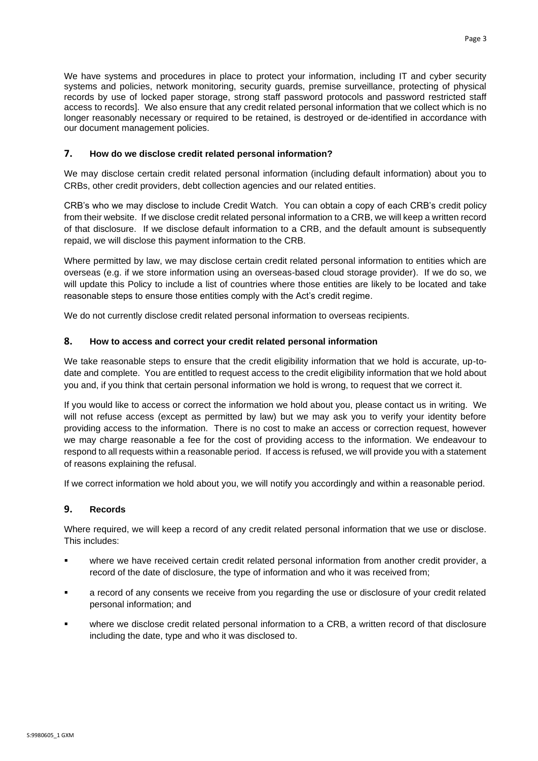We have systems and procedures in place to protect your information, including IT and cyber security systems and policies, network monitoring, security guards, premise surveillance, protecting of physical records by use of locked paper storage, strong staff password protocols and password restricted staff access to records]. We also ensure that any credit related personal information that we collect which is no longer reasonably necessary or required to be retained, is destroyed or de-identified in accordance with our document management policies.

## 7. How do we disclose credit related personal information?

We may disclose certain credit related personal information (including default information) about you to CRBs, other credit providers, debt collection agencies and our related entities.

CRB's who we may disclose to include Credit Watch. You can obtain a copy of each CRB's credit policy from their website. If we disclose credit related personal information to a CRB, we will keep a written record of that disclosure. If we disclose default information to a CRB, and the default amount is subsequently repaid, we will disclose this payment information to the CRB.

Where permitted by law, we may disclose certain credit related personal information to entities which are overseas (e.g. if we store information using an overseas-based cloud storage provider). If we do so, we will update this Policy to include a list of countries where those entities are likely to be located and take reasonable steps to ensure those entities comply with the Act's credit regime.

We do not currently disclose credit related personal information to overseas recipients.

## 8. How to access and correct your credit related personal information

We take reasonable steps to ensure that the credit eligibility information that we hold is accurate, up-to-date and complete. You are entitled to request access to the credit eligibility information that we hold about you and, if you think that certain personal information we hold is wrong, to request that we correct it.

If you would like to access or correct the information we hold about you, please contact us in writing. We will not refuse access (except as permitted by law) but we may ask you to verify your identity before providing access to the information. There is no cost to make an access or correction request, however we may charge reasonable a fee for the cost of providing access to the information. We endeavour to respond to all requests within a reasonable period. If access is refused, we will provide you with a statement of reasons explaining the refusal.

If we correct information we hold about you, we will notify you accordingly and within a reasonable period.

## 9. Records

Where required, we will keep a record of any credit related personal information that we use or disclose. This includes:

- where we have received certain credit related personal information from another credit provider, a record of the date of disclosure, the type of information and who it was received from;
- a record of any consents we receive from you regarding the use or disclosure of your credit related personal information; and
- where we disclose credit related personal information to a CRB, a written record of that disclosure including the date, type and who it was disclosed to.

S:9980605_1 GXM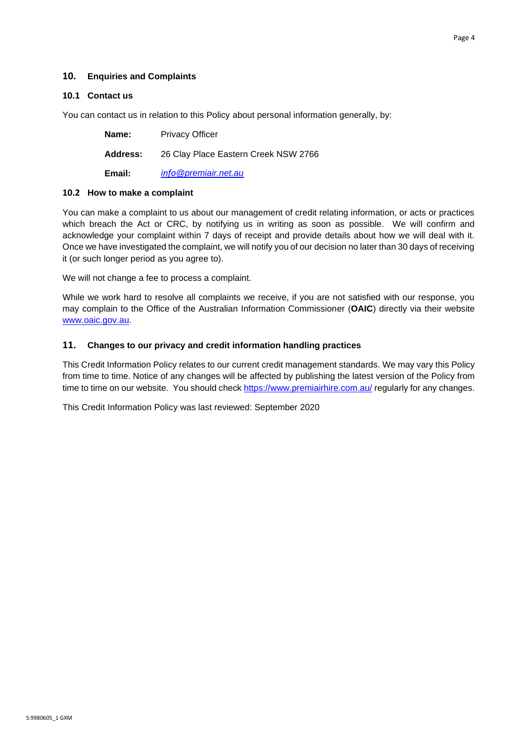## 10. Enquiries and Complaints

### 10.1 Contact us

You can contact us in relation to this Policy about personal information generally, by:

| | |
|---|---|
| **Name:** | Privacy Officer |
| **Address:** | 26 Clay Place Eastern Creek NSW 2766 |
| **Email:** | *info@premiair.net.au* |

### 10.2 How to make a complaint

You can make a complaint to us about our management of credit relating information, or acts or practices which breach the Act or CRC, by notifying us in writing as soon as possible. We will confirm and acknowledge your complaint within 7 days of receipt and provide details about how we will deal with it. Once we have investigated the complaint, we will notify you of our decision no later than 30 days of receiving it (or such longer period as you agree to).

We will not change a fee to process a complaint.

While we work hard to resolve all complaints we receive, if you are not satisfied with our response, you may complain to the Office of the Australian Information Commissioner (**OAIC**) directly via their website www.oaic.gov.au.

## 11. Changes to our privacy and credit information handling practices

This Credit Information Policy relates to our current credit management standards. We may vary this Policy from time to time. Notice of any changes will be affected by publishing the latest version of the Policy from time to time on our website. You should check https://www.premiairhire.com.au/ regularly for any changes.

This Credit Information Policy was last reviewed: September 2020